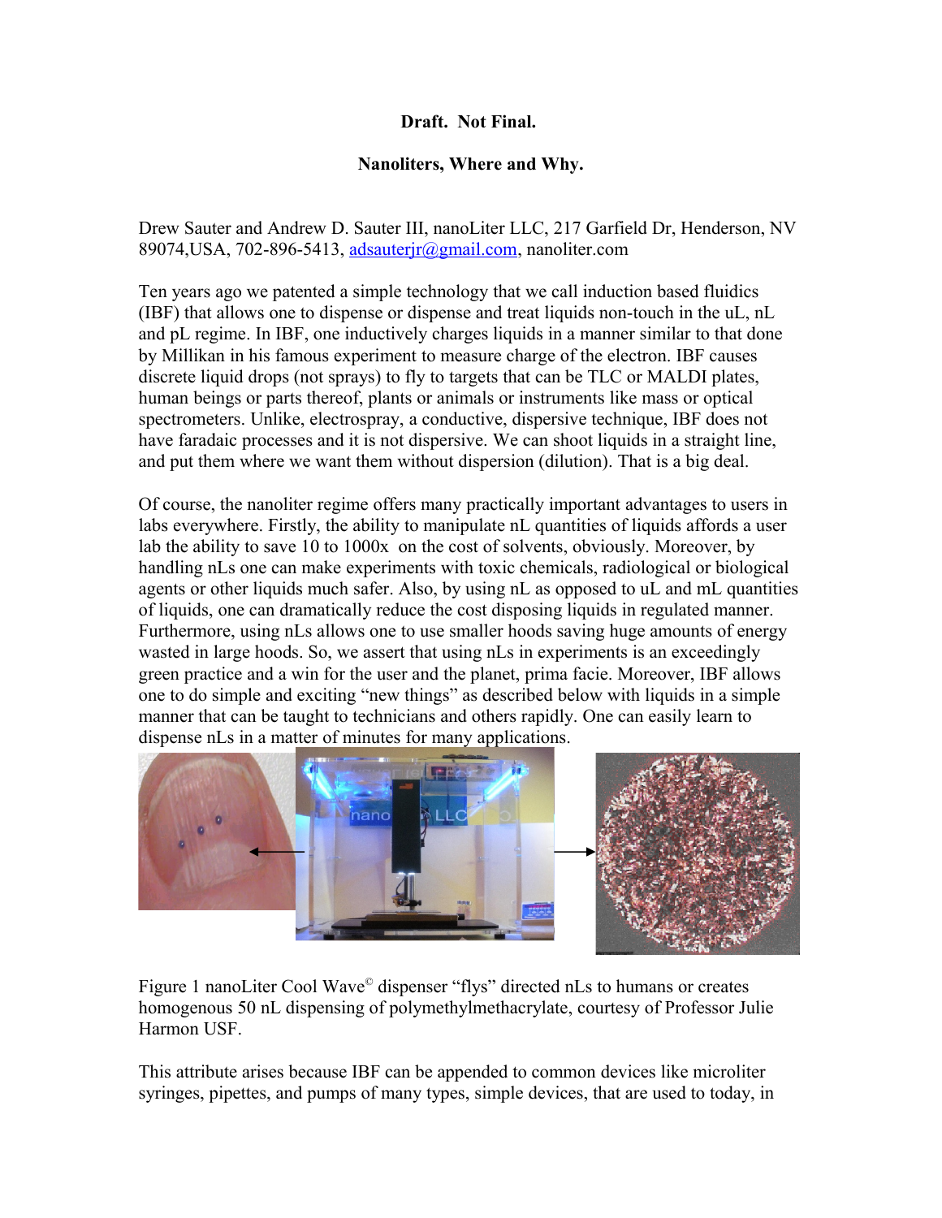**Draft. Not Final.**

**Nanoliters, Where and Why.**

Drew Sauter and Andrew D. Sauter III, nanoLiter LLC, 217 Garfield Dr, Henderson, NV 89074,USA, 702-896-5413, adsauterjr@gmail.com, nanoliter.com

Ten years ago we patented a simple technology that we call induction based fluidics (IBF) that allows one to dispense or dispense and treat liquids non-touch in the uL, nL and pL regime. In IBF, one inductively charges liquids in a manner similar to that done by Millikan in his famous experiment to measure charge of the electron. IBF causes discrete liquid drops (not sprays) to fly to targets that can be TLC or MALDI plates, human beings or parts thereof, plants or animals or instruments like mass or optical spectrometers. Unlike, electrospray, a conductive, dispersive technique, IBF does not have faradaic processes and it is not dispersive. We can shoot liquids in a straight line, and put them where we want them without dispersion (dilution). That is a big deal.

Of course, the nanoliter regime offers many practically important advantages to users in labs everywhere. Firstly, the ability to manipulate nL quantities of liquids affords a user lab the ability to save 10 to 1000x on the cost of solvents, obviously. Moreover, by handling nLs one can make experiments with toxic chemicals, radiological or biological agents or other liquids much safer. Also, by using nL as opposed to uL and mL quantities of liquids, one can dramatically reduce the cost disposing liquids in regulated manner. Furthermore, using nLs allows one to use smaller hoods saving huge amounts of energy wasted in large hoods. So, we assert that using nLs in experiments is an exceedingly green practice and a win for the user and the planet, prima facie. Moreover, IBF allows one to do simple and exciting "new things" as described below with liquids in a simple manner that can be taught to technicians and others rapidly. One can easily learn to dispense nLs in a matter of minutes for many applications.

Figure 1 nanoLiter Cool Wave© dispenser "flys" directed nLs to humans or creates homogenous 50 nL dispensing of polymethylmethacrylate, courtesy of Professor Julie Harmon USF.

This attribute arises because IBF can be appended to common devices like microliter syringes, pipettes, and pumps of many types, simple devices, that are used to today, in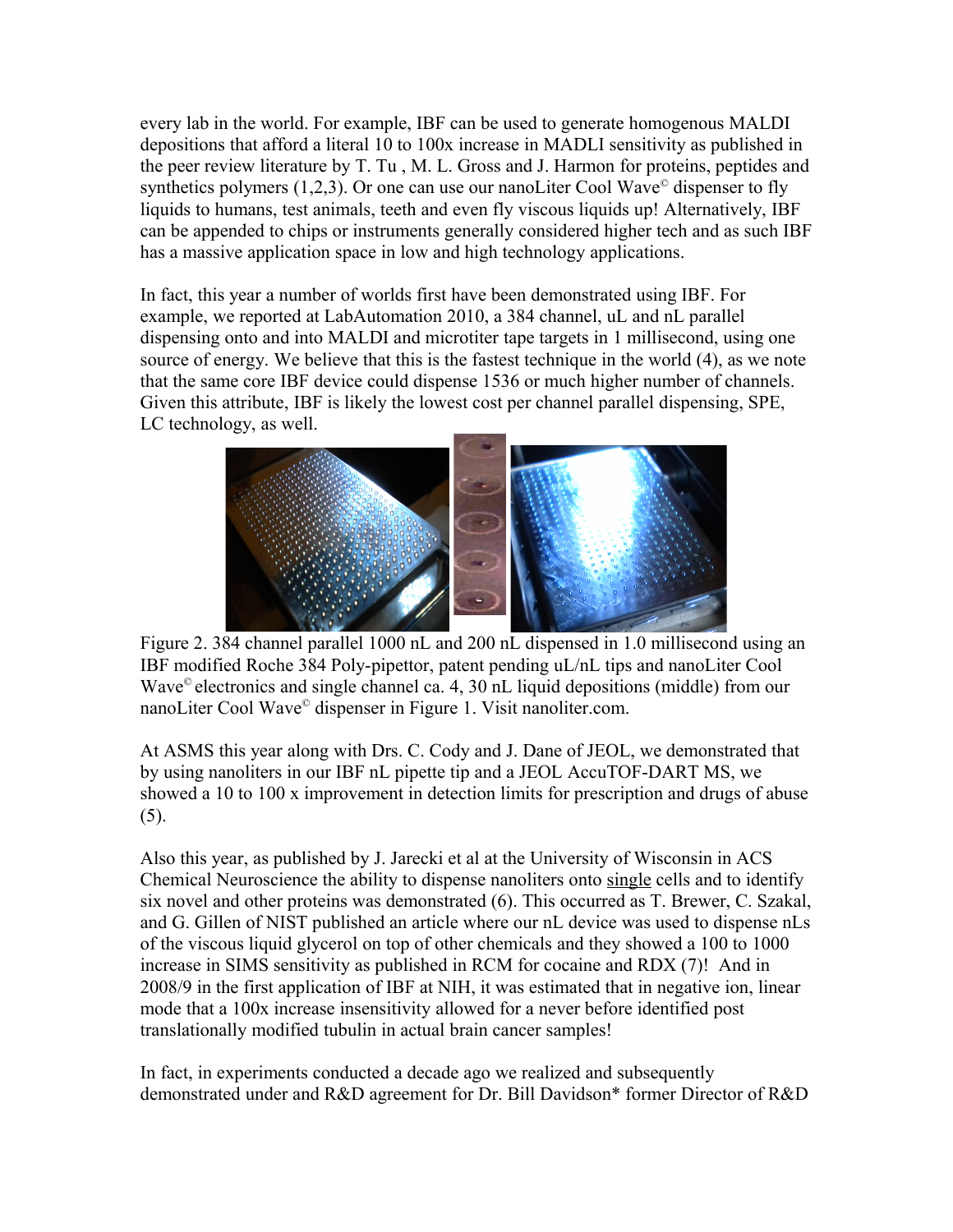every lab in the world. For example, IBF can be used to generate homogenous MALDI depositions that afford a literal 10 to 100x increase in MADLI sensitivity as published in the peer review literature by T. Tu , M. L. Gross and J. Harmon for proteins, peptides and synthetics polymers (1,2,3). Or one can use our nanoLiter Cool Wave© dispenser to fly liquids to humans, test animals, teeth and even fly viscous liquids up! Alternatively, IBF can be appended to chips or instruments generally considered higher tech and as such IBF has a massive application space in low and high technology applications.

In fact, this year a number of worlds first have been demonstrated using IBF. For example, we reported at LabAutomation 2010, a 384 channel, uL and nL parallel dispensing onto and into MALDI and microtiter tape targets in 1 millisecond, using one source of energy. We believe that this is the fastest technique in the world (4), as we note that the same core IBF device could dispense 1536 or much higher number of channels. Given this attribute, IBF is likely the lowest cost per channel parallel dispensing, SPE, LC technology, as well.

Figure 2. 384 channel parallel 1000 nL and 200 nL dispensed in 1.0 millisecond using an IBF modified Roche 384 Poly-pipettor, patent pending uL/nL tips and nanoLiter Cool Wave© electronics and single channel ca. 4, 30 nL liquid depositions (middle) from our nanoLiter Cool Wave© dispenser in Figure 1. Visit nanoliter.com.

At ASMS this year along with Drs. C. Cody and J. Dane of JEOL, we demonstrated that by using nanoliters in our IBF nL pipette tip and a JEOL AccuTOF-DART MS, we showed a 10 to 100 x improvement in detection limits for prescription and drugs of abuse (5).

Also this year, as published by J. Jarecki et al at the University of Wisconsin in ACS Chemical Neuroscience the ability to dispense nanoliters onto single cells and to identify six novel and other proteins was demonstrated (6). This occurred as T. Brewer, C. Szakal, and G. Gillen of NIST published an article where our nL device was used to dispense nLs of the viscous liquid glycerol on top of other chemicals and they showed a 100 to 1000 increase in SIMS sensitivity as published in RCM for cocaine and RDX (7)! And in 2008/9 in the first application of IBF at NIH, it was estimated that in negative ion, linear mode that a 100x increase insensitivity allowed for a never before identified post translationally modified tubulin in actual brain cancer samples!

In fact, in experiments conducted a decade ago we realized and subsequently demonstrated under and R&D agreement for Dr. Bill Davidson* former Director of R&D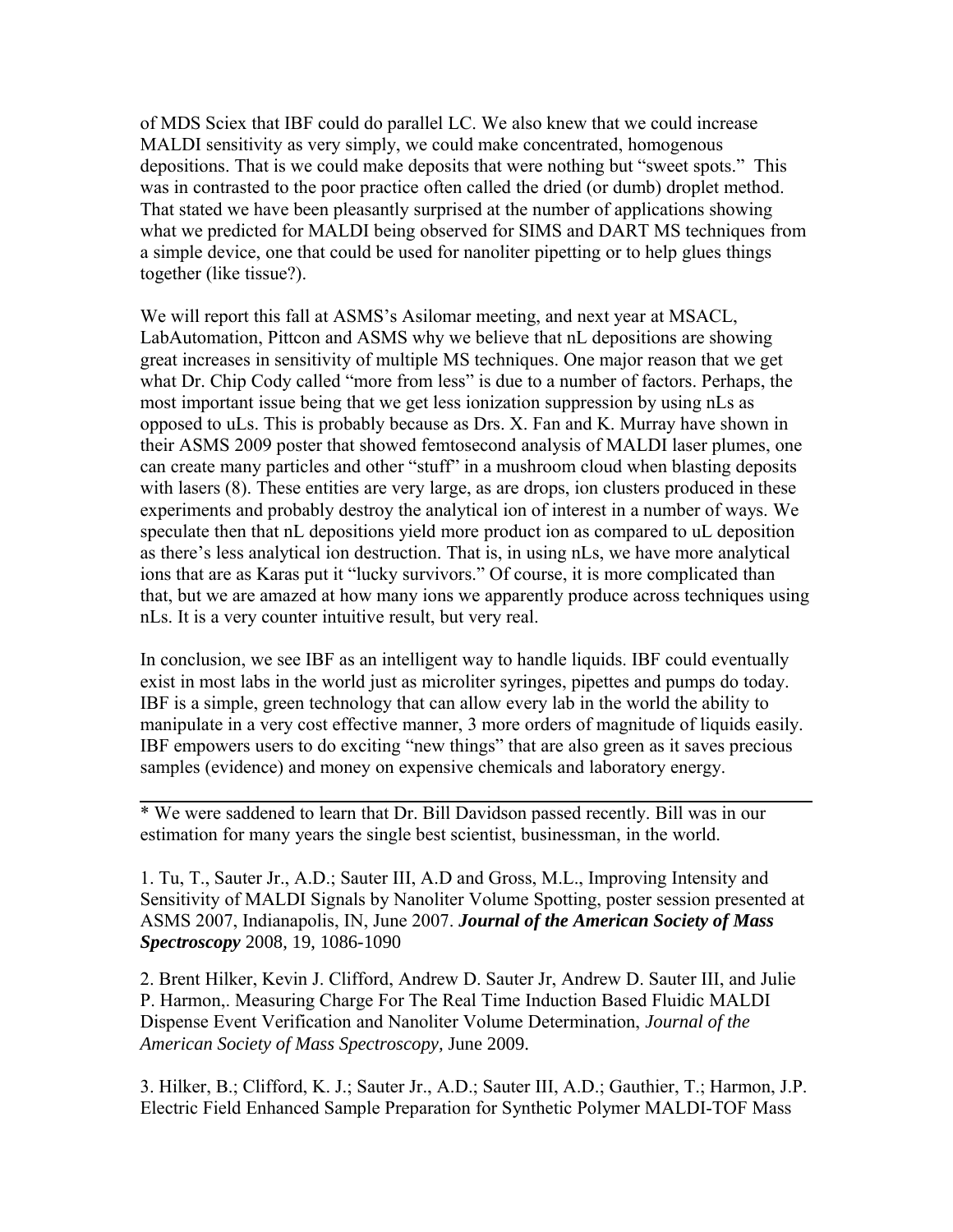of MDS Sciex that IBF could do parallel LC. We also knew that we could increase MALDI sensitivity as very simply, we could make concentrated, homogenous depositions. That is we could make deposits that were nothing but "sweet spots." This was in contrasted to the poor practice often called the dried (or dumb) droplet method. That stated we have been pleasantly surprised at the number of applications showing what we predicted for MALDI being observed for SIMS and DART MS techniques from a simple device, one that could be used for nanoliter pipetting or to help glues things together (like tissue?).

We will report this fall at ASMS's Asilomar meeting, and next year at MSACL, LabAutomation, Pittcon and ASMS why we believe that nL depositions are showing great increases in sensitivity of multiple MS techniques. One major reason that we get what Dr. Chip Cody called "more from less" is due to a number of factors. Perhaps, the most important issue being that we get less ionization suppression by using nLs as opposed to uLs. This is probably because as Drs. X. Fan and K. Murray have shown in their ASMS 2009 poster that showed femtosecond analysis of MALDI laser plumes, one can create many particles and other "stuff" in a mushroom cloud when blasting deposits with lasers (8). These entities are very large, as are drops, ion clusters produced in these experiments and probably destroy the analytical ion of interest in a number of ways. We speculate then that nL depositions yield more product ion as compared to uL deposition as there's less analytical ion destruction. That is, in using nLs, we have more analytical ions that are as Karas put it "lucky survivors." Of course, it is more complicated than that, but we are amazed at how many ions we apparently produce across techniques using nLs. It is a very counter intuitive result, but very real.

In conclusion, we see IBF as an intelligent way to handle liquids. IBF could eventually exist in most labs in the world just as microliter syringes, pipettes and pumps do today. IBF is a simple, green technology that can allow every lab in the world the ability to manipulate in a very cost effective manner, 3 more orders of magnitude of liquids easily. IBF empowers users to do exciting "new things" that are also green as it saves precious samples (evidence) and money on expensive chemicals and laboratory energy.

---

* We were saddened to learn that Dr. Bill Davidson passed recently. Bill was in our estimation for many years the single best scientist, businessman, in the world.

1. Tu, T., Sauter Jr., A.D.; Sauter III, A.D and Gross, M.L., Improving Intensity and Sensitivity of MALDI Signals by Nanoliter Volume Spotting, poster session presented at ASMS 2007, Indianapolis, IN, June 2007. ***Journal of the American Society of Mass Spectroscopy*** 2008, 19, 1086-1090

2. Brent Hilker, Kevin J. Clifford, Andrew D. Sauter Jr, Andrew D. Sauter III, and Julie P. Harmon,. Measuring Charge For The Real Time Induction Based Fluidic MALDI Dispense Event Verification and Nanoliter Volume Determination, *Journal of the American Society of Mass Spectroscopy,* June 2009.

3. Hilker, B.; Clifford, K. J.; Sauter Jr., A.D.; Sauter III, A.D.; Gauthier, T.; Harmon, J.P. Electric Field Enhanced Sample Preparation for Synthetic Polymer MALDI-TOF Mass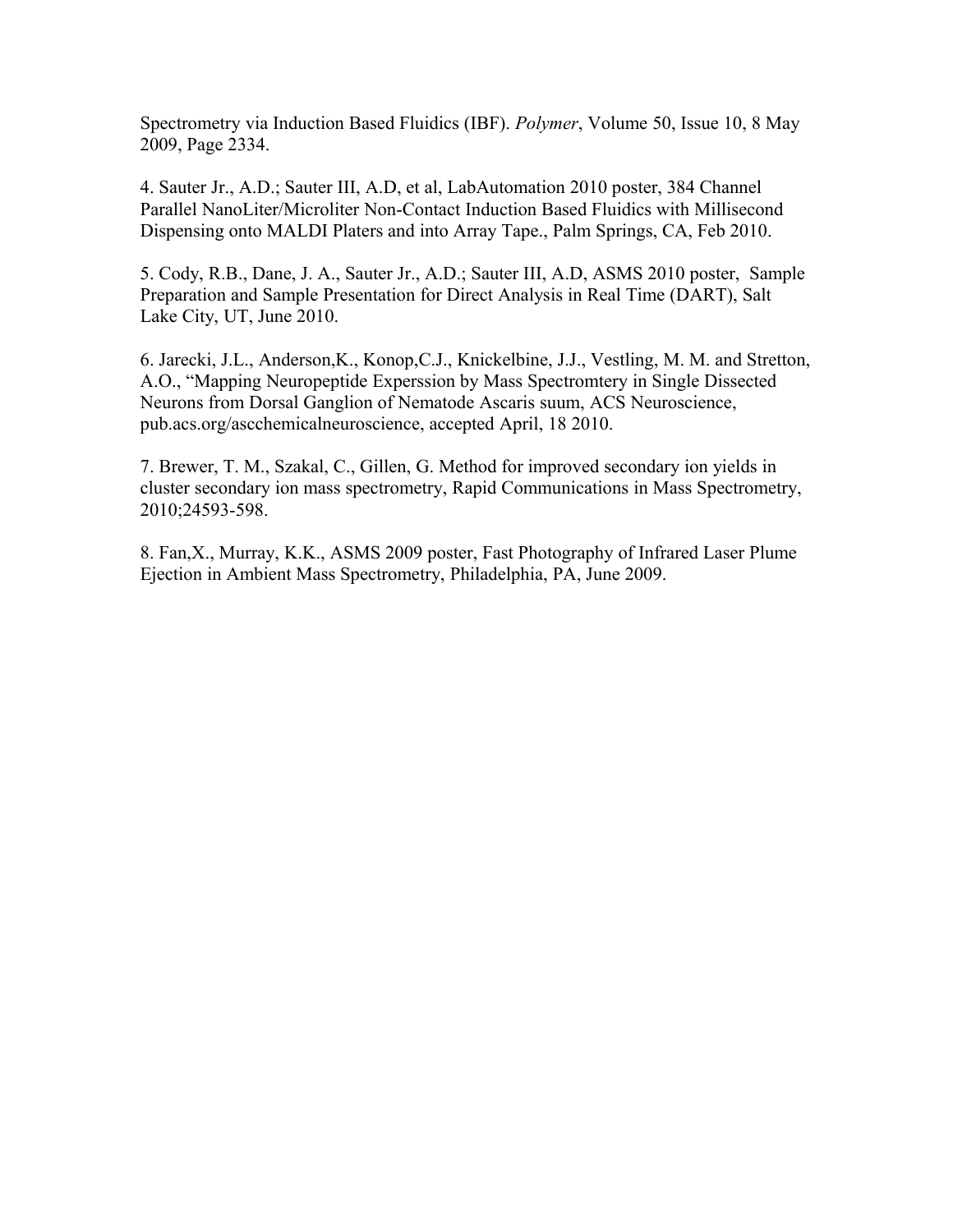Spectrometry via Induction Based Fluidics (IBF). *Polymer*, Volume 50, Issue 10, 8 May 2009, Page 2334.

4. Sauter Jr., A.D.; Sauter III, A.D, et al, LabAutomation 2010 poster, 384 Channel Parallel NanoLiter/Microliter Non-Contact Induction Based Fluidics with Millisecond Dispensing onto MALDI Platers and into Array Tape., Palm Springs, CA, Feb 2010.

5. Cody, R.B., Dane, J. A., Sauter Jr., A.D.; Sauter III, A.D, ASMS 2010 poster, Sample Preparation and Sample Presentation for Direct Analysis in Real Time (DART), Salt Lake City, UT, June 2010.

6. Jarecki, J.L., Anderson,K., Konop,C.J., Knickelbine, J.J., Vestling, M. M. and Stretton, A.O., "Mapping Neuropeptide Experssion by Mass Spectromtery in Single Dissected Neurons from Dorsal Ganglion of Nematode Ascaris suum, ACS Neuroscience, pub.acs.org/ascchemicalneuroscience, accepted April, 18 2010.

7. Brewer, T. M., Szakal, C., Gillen, G. Method for improved secondary ion yields in cluster secondary ion mass spectrometry, Rapid Communications in Mass Spectrometry, 2010;24593-598.

8. Fan,X., Murray, K.K., ASMS 2009 poster, Fast Photography of Infrared Laser Plume Ejection in Ambient Mass Spectrometry, Philadelphia, PA, June 2009.